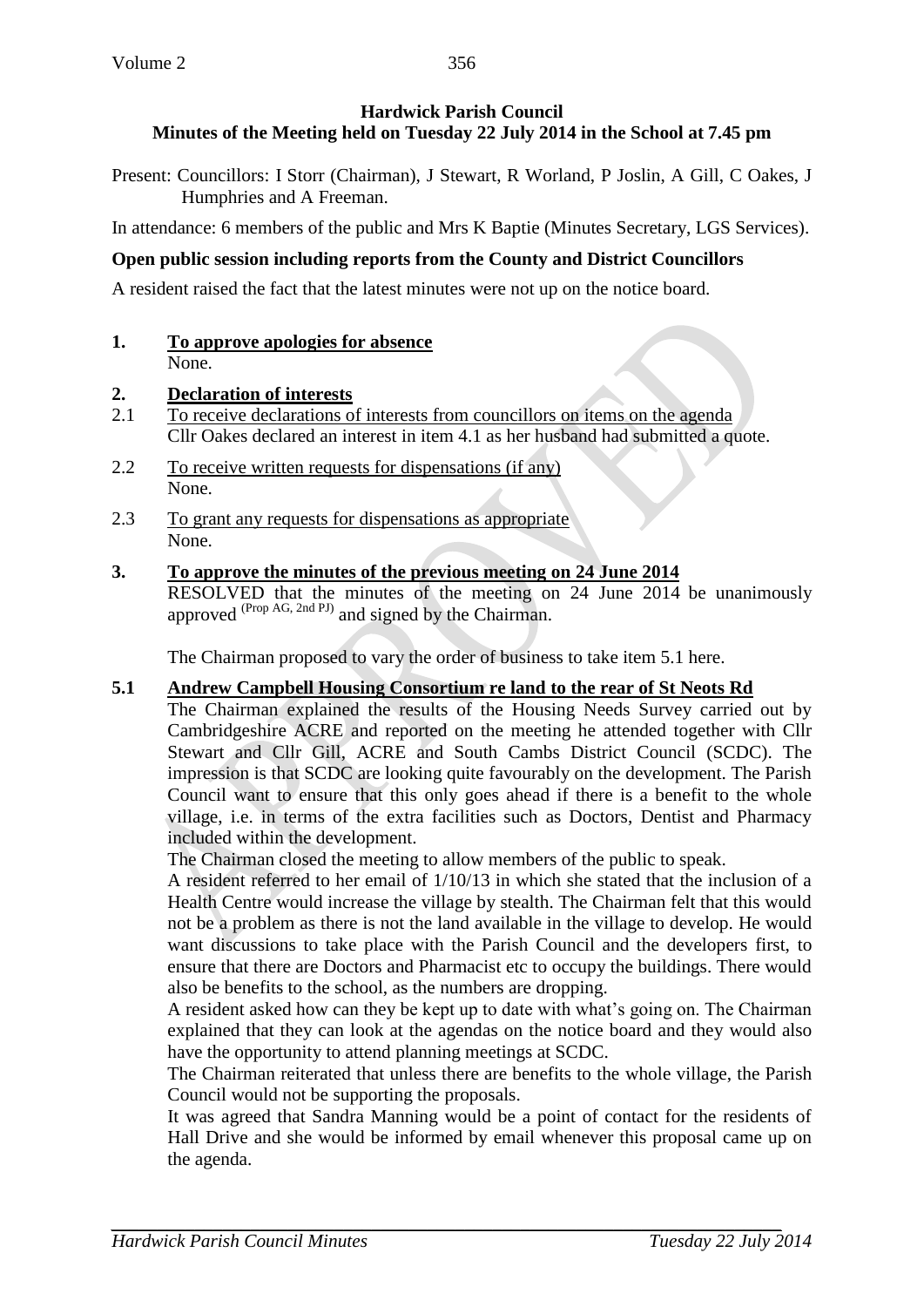**Hardwick Parish Council**
**Minutes of the Meeting held on Tuesday 22 July 2014 in the School at 7.45 pm**

Present: Councillors: I Storr (Chairman), J Stewart, R Worland, P Joslin, A Gill, C Oakes, J Humphries and A Freeman.

In attendance: 6 members of the public and Mrs K Baptie (Minutes Secretary, LGS Services).

**Open public session including reports from the County and District Councillors**

A resident raised the fact that the latest minutes were not up on the notice board.

**1. To approve apologies for absence**
None.

**2. Declaration of interests**

2.1 To receive declarations of interests from councillors on items on the agenda
Cllr Oakes declared an interest in item 4.1 as her husband had submitted a quote.

2.2 To receive written requests for dispensations (if any)
None.

2.3 To grant any requests for dispensations as appropriate
None.

**3. To approve the minutes of the previous meeting on 24 June 2014**
RESOLVED that the minutes of the meeting on 24 June 2014 be unanimously approved (Prop AG, 2nd PJ) and signed by the Chairman.

The Chairman proposed to vary the order of business to take item 5.1 here.

**5.1 Andrew Campbell Housing Consortium re land to the rear of St Neots Rd**
The Chairman explained the results of the Housing Needs Survey carried out by Cambridgeshire ACRE and reported on the meeting he attended together with Cllr Stewart and Cllr Gill, ACRE and South Cambs District Council (SCDC). The impression is that SCDC are looking quite favourably on the development. The Parish Council want to ensure that this only goes ahead if there is a benefit to the whole village, i.e. in terms of the extra facilities such as Doctors, Dentist and Pharmacy included within the development.

The Chairman closed the meeting to allow members of the public to speak.

A resident referred to her email of 1/10/13 in which she stated that the inclusion of a Health Centre would increase the village by stealth. The Chairman felt that this would not be a problem as there is not the land available in the village to develop. He would want discussions to take place with the Parish Council and the developers first, to ensure that there are Doctors and Pharmacist etc to occupy the buildings. There would also be benefits to the school, as the numbers are dropping.

A resident asked how can they be kept up to date with what's going on. The Chairman explained that they can look at the agendas on the notice board and they would also have the opportunity to attend planning meetings at SCDC.

The Chairman reiterated that unless there are benefits to the whole village, the Parish Council would not be supporting the proposals.

It was agreed that Sandra Manning would be a point of contact for the residents of Hall Drive and she would be informed by email whenever this proposal came up on the agenda.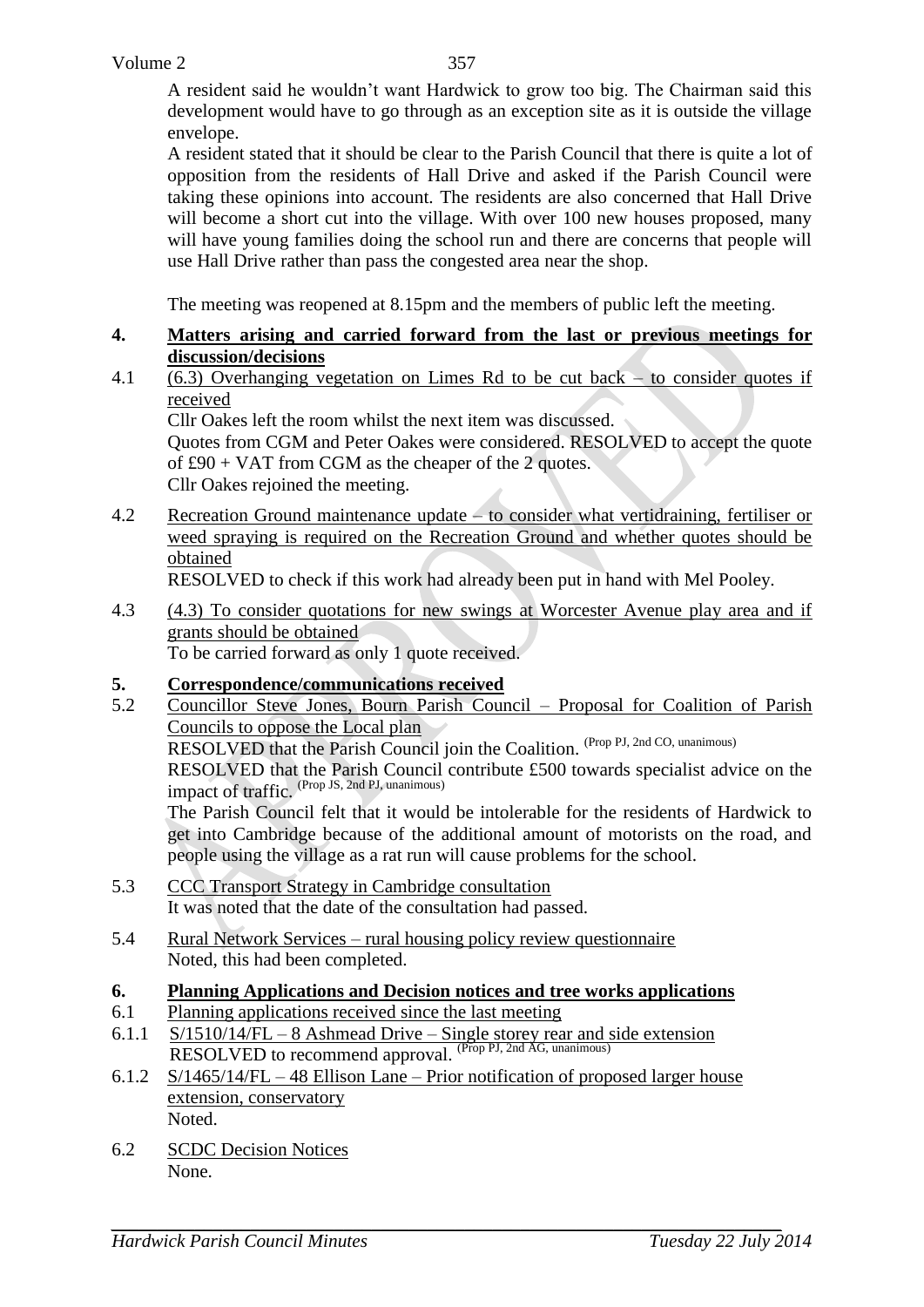A resident said he wouldn't want Hardwick to grow too big. The Chairman said this development would have to go through as an exception site as it is outside the village envelope.

A resident stated that it should be clear to the Parish Council that there is quite a lot of opposition from the residents of Hall Drive and asked if the Parish Council were taking these opinions into account. The residents are also concerned that Hall Drive will become a short cut into the village. With over 100 new houses proposed, many will have young families doing the school run and there are concerns that people will use Hall Drive rather than pass the congested area near the shop.

The meeting was reopened at 8.15pm and the members of public left the meeting.

**4. Matters arising and carried forward from the last or previous meetings for discussion/decisions**

4.1 (6.3) Overhanging vegetation on Limes Rd to be cut back – to consider quotes if received

Cllr Oakes left the room whilst the next item was discussed.

Quotes from CGM and Peter Oakes were considered. RESOLVED to accept the quote of £90 + VAT from CGM as the cheaper of the 2 quotes.

Cllr Oakes rejoined the meeting.

4.2 Recreation Ground maintenance update – to consider what vertidraining, fertiliser or weed spraying is required on the Recreation Ground and whether quotes should be obtained

RESOLVED to check if this work had already been put in hand with Mel Pooley.

4.3 (4.3) To consider quotations for new swings at Worcester Avenue play area and if grants should be obtained

To be carried forward as only 1 quote received.

**5. Correspondence/communications received**

5.2 Councillor Steve Jones, Bourn Parish Council – Proposal for Coalition of Parish Councils to oppose the Local plan

RESOLVED that the Parish Council join the Coalition. (Prop PJ, 2nd CO, unanimous)

RESOLVED that the Parish Council contribute £500 towards specialist advice on the impact of traffic. (Prop JS, 2nd PJ, unanimous)

The Parish Council felt that it would be intolerable for the residents of Hardwick to get into Cambridge because of the additional amount of motorists on the road, and people using the village as a rat run will cause problems for the school.

5.3 CCC Transport Strategy in Cambridge consultation

It was noted that the date of the consultation had passed.

5.4 Rural Network Services – rural housing policy review questionnaire

Noted, this had been completed.

**6. Planning Applications and Decision notices and tree works applications**

6.1 Planning applications received since the last meeting

6.1.1 S/1510/14/FL – 8 Ashmead Drive – Single storey rear and side extension

RESOLVED to recommend approval. (Prop PJ, 2nd AG, unanimous)

6.1.2 S/1465/14/FL – 48 Ellison Lane – Prior notification of proposed larger house extension, conservatory

Noted.

6.2 SCDC Decision Notices

None.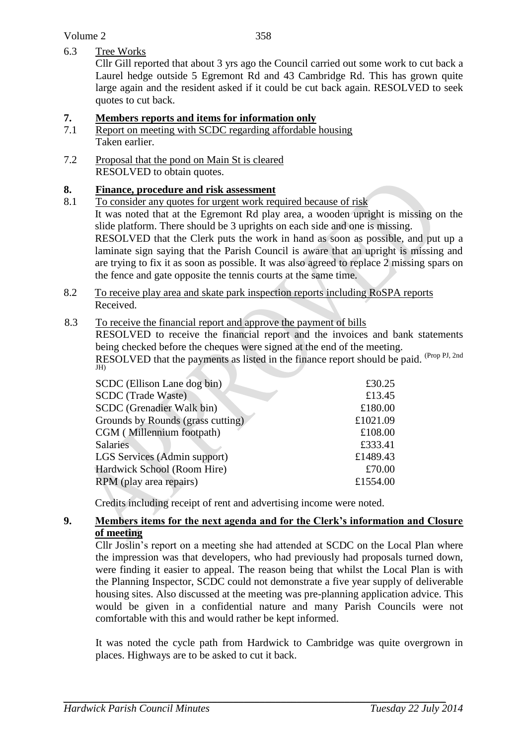6.3 Tree Works

Cllr Gill reported that about 3 yrs ago the Council carried out some work to cut back a Laurel hedge outside 5 Egremont Rd and 43 Cambridge Rd. This has grown quite large again and the resident asked if it could be cut back again. RESOLVED to seek quotes to cut back.

## 7. Members reports and items for information only

7.1 Report on meeting with SCDC regarding affordable housing

Taken earlier.

7.2 Proposal that the pond on Main St is cleared

RESOLVED to obtain quotes.

## 8. Finance, procedure and risk assessment

8.1 To consider any quotes for urgent work required because of risk

It was noted that at the Egremont Rd play area, a wooden upright is missing on the slide platform. There should be 3 uprights on each side and one is missing.

RESOLVED that the Clerk puts the work in hand as soon as possible, and put up a laminate sign saying that the Parish Council is aware that an upright is missing and are trying to fix it as soon as possible. It was also agreed to replace 2 missing spars on the fence and gate opposite the tennis courts at the same time.

8.2 To receive play area and skate park inspection reports including RoSPA reports

Received.

8.3 To receive the financial report and approve the payment of bills

RESOLVED to receive the financial report and the invoices and bank statements being checked before the cheques were signed at the end of the meeting.

RESOLVED that the payments as listed in the finance report should be paid. (Prop PJ, 2nd JH)

| | |
|---|---|
| SCDC (Ellison Lane dog bin) | £30.25 |
| SCDC (Trade Waste) | £13.45 |
| SCDC (Grenadier Walk bin) | £180.00 |
| Grounds by Rounds (grass cutting) | £1021.09 |
| CGM ( Millennium footpath) | £108.00 |
| Salaries | £333.41 |
| LGS Services (Admin support) | £1489.43 |
| Hardwick School (Room Hire) | £70.00 |
| RPM (play area repairs) | £1554.00 |

Credits including receipt of rent and advertising income were noted.

## 9. Members items for the next agenda and for the Clerk's information and Closure of meeting

Cllr Joslin's report on a meeting she had attended at SCDC on the Local Plan where the impression was that developers, who had previously had proposals turned down, were finding it easier to appeal. The reason being that whilst the Local Plan is with the Planning Inspector, SCDC could not demonstrate a five year supply of deliverable housing sites. Also discussed at the meeting was pre-planning application advice. This would be given in a confidential nature and many Parish Councils were not comfortable with this and would rather be kept informed.

It was noted the cycle path from Hardwick to Cambridge was quite overgrown in places. Highways are to be asked to cut it back.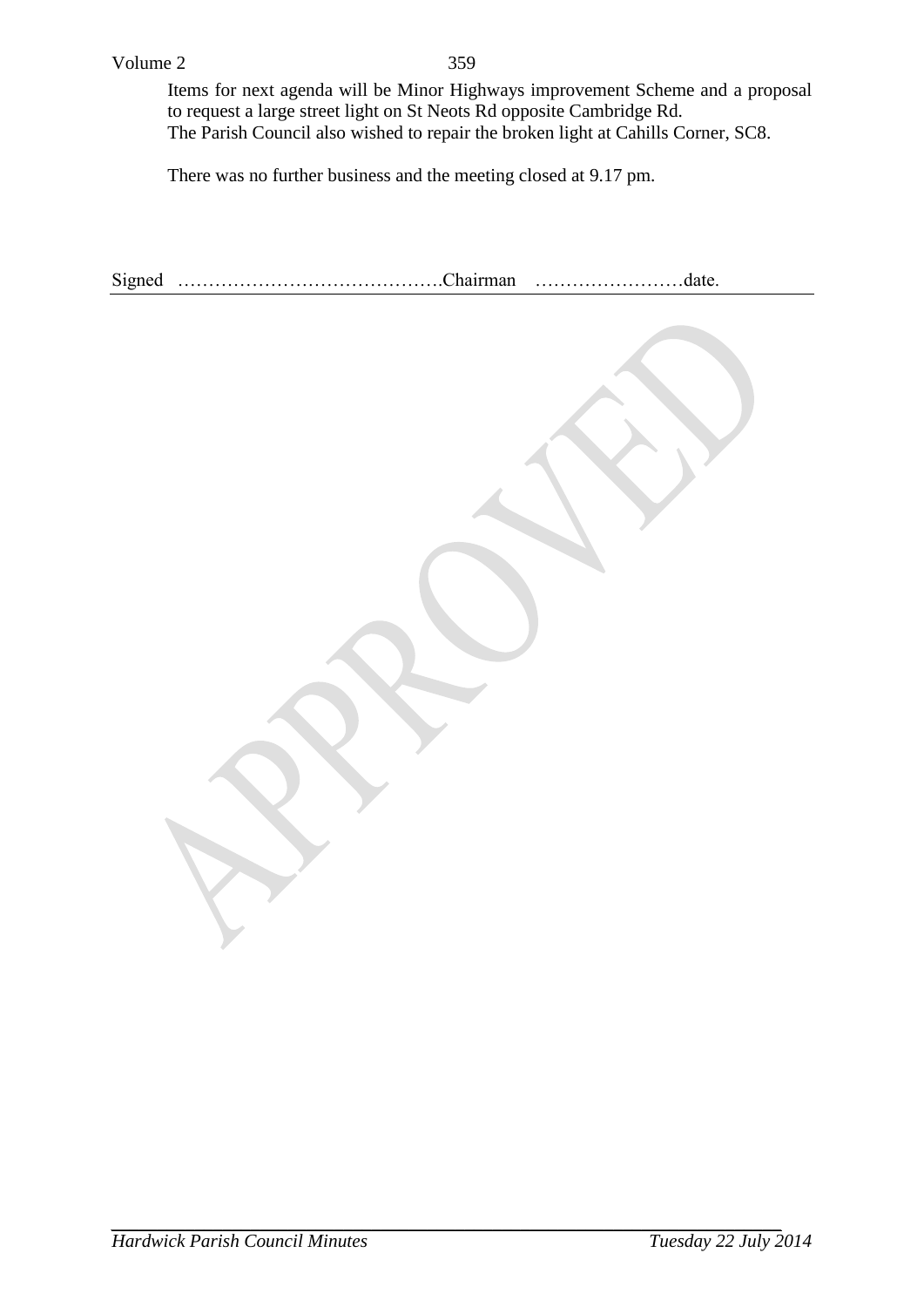Items for next agenda will be Minor Highways improvement Scheme and a proposal to request a large street light on St Neots Rd opposite Cambridge Rd.
The Parish Council also wished to repair the broken light at Cahills Corner, SC8.

There was no further business and the meeting closed at 9.17 pm.

Signed …………………………………….Chairman ……………………date.

APPROVED